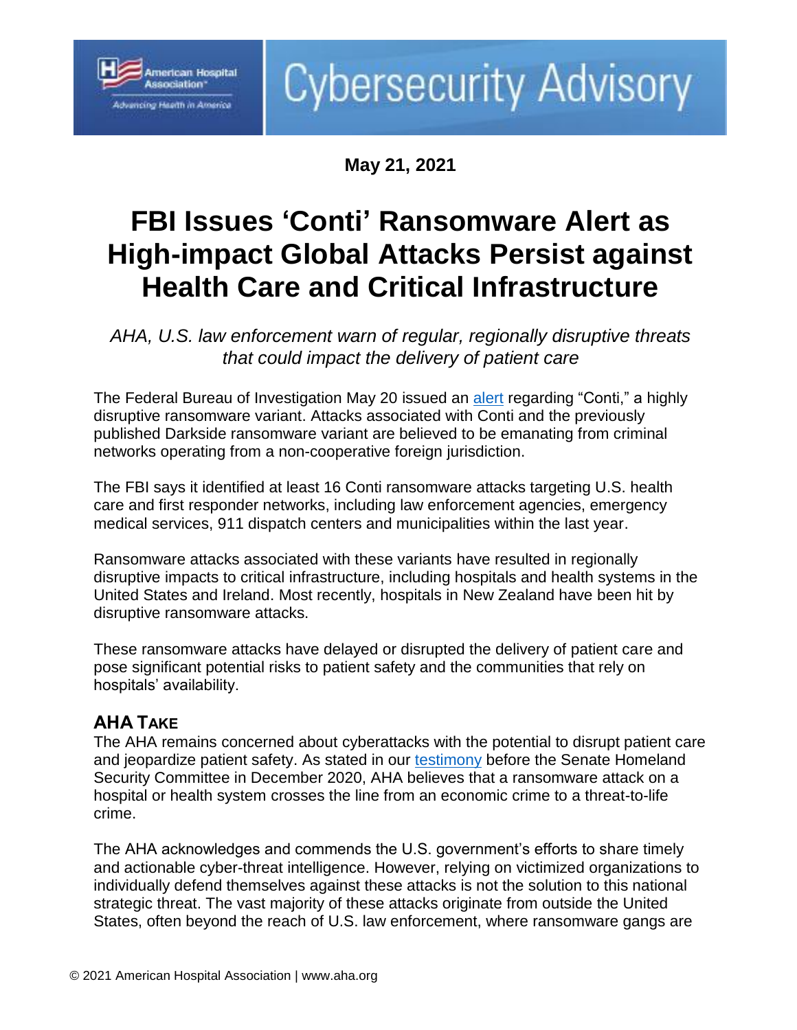Cybersecurity Advisory

**May 21, 2021**

# FBI Issues 'Conti' Ransomware Alert as High-impact Global Attacks Persist against Health Care and Critical Infrastructure

*AHA, U.S. law enforcement warn of regular, regionally disruptive threats that could impact the delivery of patient care*

The Federal Bureau of Investigation May 20 issued an alert regarding "Conti," a highly disruptive ransomware variant. Attacks associated with Conti and the previously published Darkside ransomware variant are believed to be emanating from criminal networks operating from a non-cooperative foreign jurisdiction.

The FBI says it identified at least 16 Conti ransomware attacks targeting U.S. health care and first responder networks, including law enforcement agencies, emergency medical services, 911 dispatch centers and municipalities within the last year.

Ransomware attacks associated with these variants have resulted in regionally disruptive impacts to critical infrastructure, including hospitals and health systems in the United States and Ireland. Most recently, hospitals in New Zealand have been hit by disruptive ransomware attacks.

These ransomware attacks have delayed or disrupted the delivery of patient care and pose significant potential risks to patient safety and the communities that rely on hospitals' availability.

## AHA TAKE

The AHA remains concerned about cyberattacks with the potential to disrupt patient care and jeopardize patient safety. As stated in our testimony before the Senate Homeland Security Committee in December 2020, AHA believes that a ransomware attack on a hospital or health system crosses the line from an economic crime to a threat-to-life crime.

The AHA acknowledges and commends the U.S. government's efforts to share timely and actionable cyber-threat intelligence. However, relying on victimized organizations to individually defend themselves against these attacks is not the solution to this national strategic threat. The vast majority of these attacks originate from outside the United States, often beyond the reach of U.S. law enforcement, where ransomware gangs are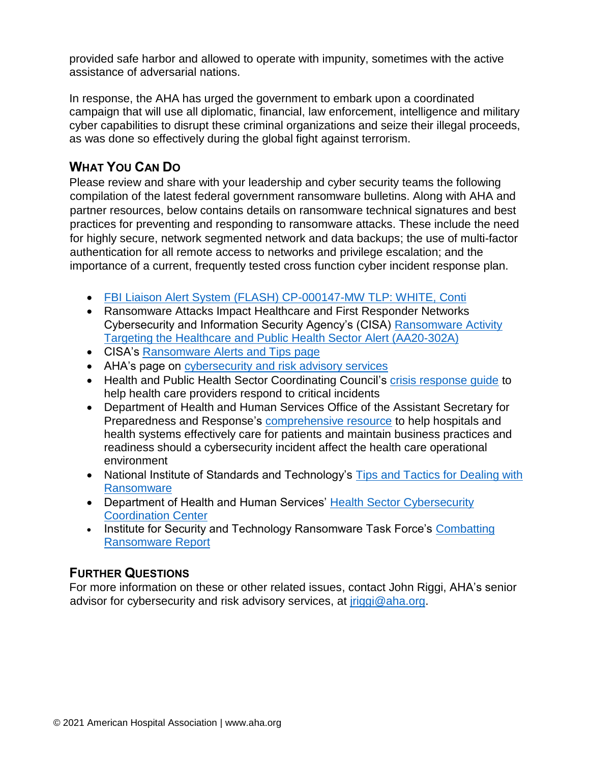provided safe harbor and allowed to operate with impunity, sometimes with the active assistance of adversarial nations.

In response, the AHA has urged the government to embark upon a coordinated campaign that will use all diplomatic, financial, law enforcement, intelligence and military cyber capabilities to disrupt these criminal organizations and seize their illegal proceeds, as was done so effectively during the global fight against terrorism.

## What You Can Do

Please review and share with your leadership and cyber security teams the following compilation of the latest federal government ransomware bulletins. Along with AHA and partner resources, below contains details on ransomware technical signatures and best practices for preventing and responding to ransomware attacks. These include the need for highly secure, network segmented network and data backups; the use of multi-factor authentication for all remote access to networks and privilege escalation; and the importance of a current, frequently tested cross function cyber incident response plan.

- FBI Liaison Alert System (FLASH) CP-000147-MW TLP: WHITE, Conti
- Ransomware Attacks Impact Healthcare and First Responder Networks Cybersecurity and Information Security Agency's (CISA) Ransomware Activity Targeting the Healthcare and Public Health Sector Alert (AA20-302A)
- CISA's Ransomware Alerts and Tips page
- AHA's page on cybersecurity and risk advisory services
- Health and Public Health Sector Coordinating Council's crisis response guide to help health care providers respond to critical incidents
- Department of Health and Human Services Office of the Assistant Secretary for Preparedness and Response's comprehensive resource to help hospitals and health systems effectively care for patients and maintain business practices and readiness should a cybersecurity incident affect the health care operational environment
- National Institute of Standards and Technology's Tips and Tactics for Dealing with Ransomware
- Department of Health and Human Services' Health Sector Cybersecurity Coordination Center
- Institute for Security and Technology Ransomware Task Force's Combatting Ransomware Report

## Further Questions

For more information on these or other related issues, contact John Riggi, AHA's senior advisor for cybersecurity and risk advisory services, at jriggi@aha.org.

© 2021 American Hospital Association | www.aha.org